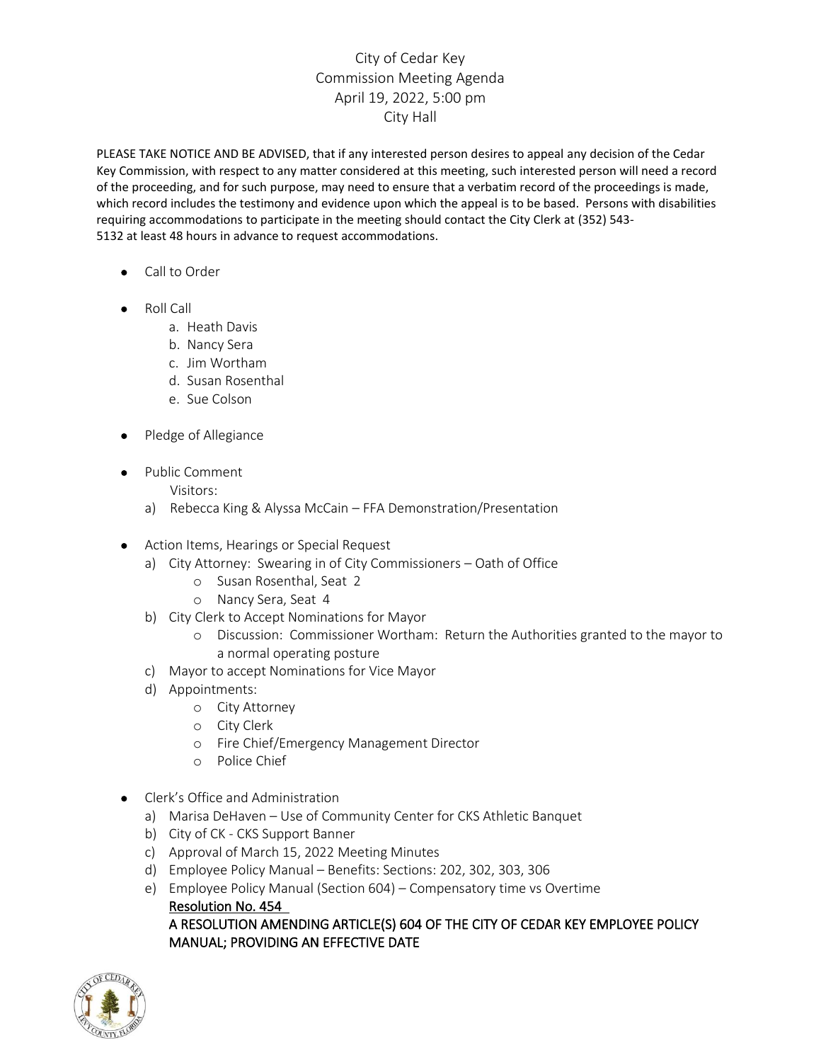# City of Cedar Key
## Commission Meeting Agenda
## April 19, 2022, 5:00 pm
## City Hall

PLEASE TAKE NOTICE AND BE ADVISED, that if any interested person desires to appeal any decision of the Cedar Key Commission, with respect to any matter considered at this meeting, such interested person will need a record of the proceeding, and for such purpose, may need to ensure that a verbatim record of the proceedings is made, which record includes the testimony and evidence upon which the appeal is to be based. Persons with disabilities requiring accommodations to participate in the meeting should contact the City Clerk at (352) 543-5132 at least 48 hours in advance to request accommodations.

- Call to Order

- Roll Call
  - a. Heath Davis
  - b. Nancy Sera
  - c. Jim Wortham
  - d. Susan Rosenthal
  - e. Sue Colson

- Pledge of Allegiance

- Public Comment
  
  Visitors:
  - a) Rebecca King & Alyssa McCain – FFA Demonstration/Presentation

- Action Items, Hearings or Special Request
  - a) City Attorney: Swearing in of City Commissioners – Oath of Office
    - o Susan Rosenthal, Seat 2
    - o Nancy Sera, Seat 4
  - b) City Clerk to Accept Nominations for Mayor
    - o Discussion: Commissioner Wortham: Return the Authorities granted to the mayor to a normal operating posture
  - c) Mayor to accept Nominations for Vice Mayor
  - d) Appointments:
    - o City Attorney
    - o City Clerk
    - o Fire Chief/Emergency Management Director
    - o Police Chief

- Clerk's Office and Administration
  - a) Marisa DeHaven – Use of Community Center for CKS Athletic Banquet
  - b) City of CK - CKS Support Banner
  - c) Approval of March 15, 2022 Meeting Minutes
  - d) Employee Policy Manual – Benefits: Sections: 202, 302, 303, 306
  - e) Employee Policy Manual (Section 604) – Compensatory time vs Overtime
    
    <u>Resolution No. 454</u>
    
    A RESOLUTION AMENDING ARTICLE(S) 604 OF THE CITY OF CEDAR KEY EMPLOYEE POLICY MANUAL; PROVIDING AN EFFECTIVE DATE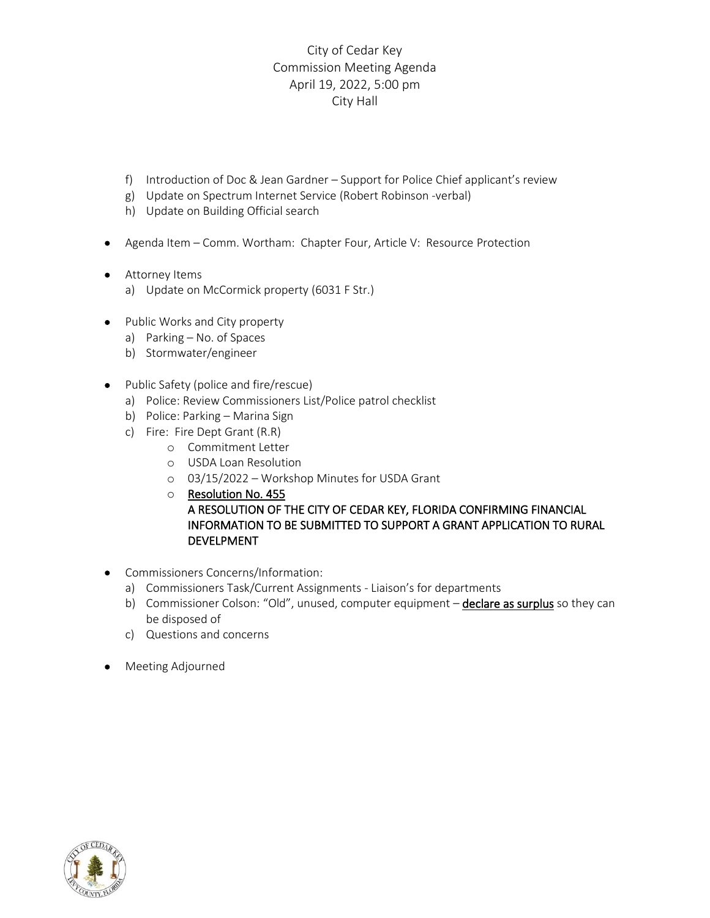City of Cedar Key
Commission Meeting Agenda
April 19, 2022, 5:00 pm
City Hall

f) Introduction of Doc & Jean Gardner – Support for Police Chief applicant's review
g) Update on Spectrum Internet Service (Robert Robinson -verbal)
h) Update on Building Official search

- Agenda Item – Comm. Wortham: Chapter Four, Article V: Resource Protection

- Attorney Items
  a) Update on McCormick property (6031 F Str.)

- Public Works and City property
  a) Parking – No. of Spaces
  b) Stormwater/engineer

- Public Safety (police and fire/rescue)
  a) Police: Review Commissioners List/Police patrol checklist
  b) Police: Parking – Marina Sign
  c) Fire: Fire Dept Grant (R.R)
     - Commitment Letter
     - USDA Loan Resolution
     - 03/15/2022 – Workshop Minutes for USDA Grant
     - <u>Resolution No. 455</u>
       A RESOLUTION OF THE CITY OF CEDAR KEY, FLORIDA CONFIRMING FINANCIAL INFORMATION TO BE SUBMITTED TO SUPPORT A GRANT APPLICATION TO RURAL DEVELPMENT

- Commissioners Concerns/Information:
  a) Commissioners Task/Current Assignments - Liaison's for departments
  b) Commissioner Colson: "Old", unused, computer equipment – <u>declare as surplus</u> so they can be disposed of
  c) Questions and concerns

- Meeting Adjourned